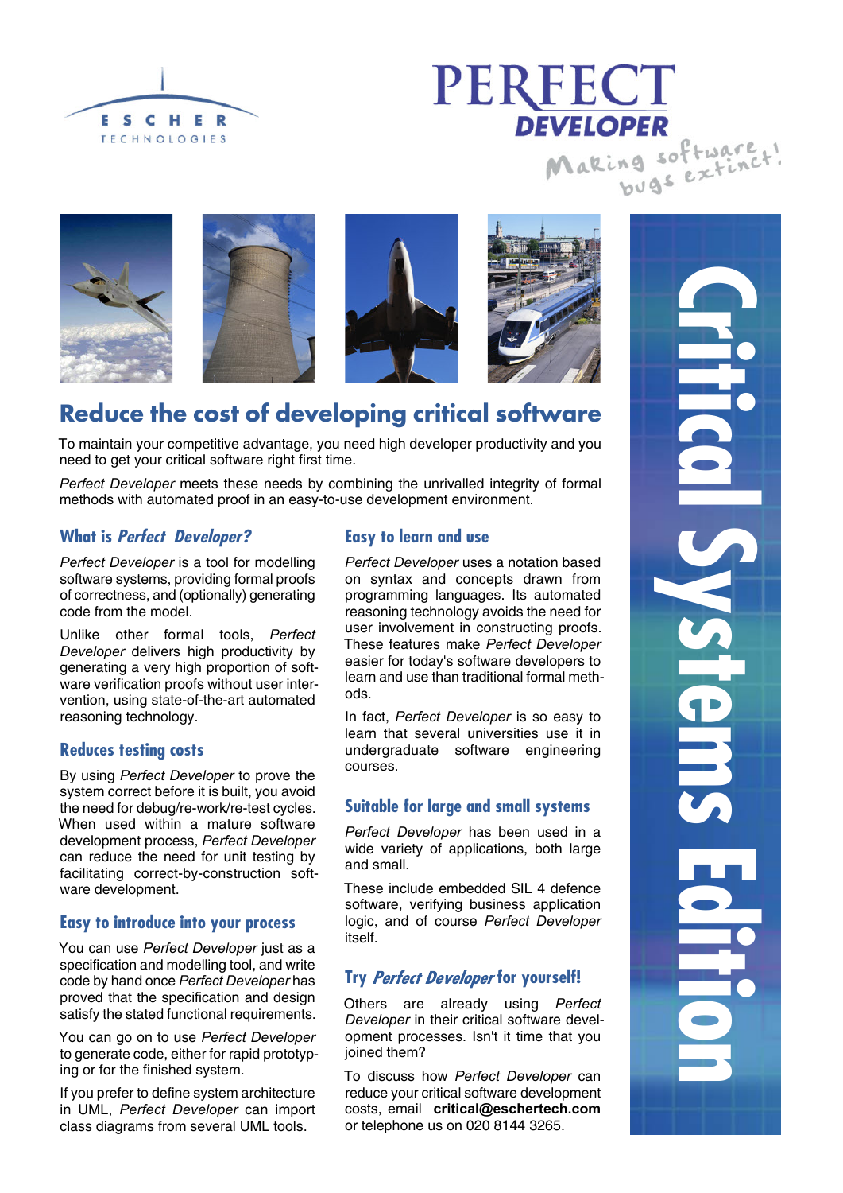ESCHER TECHNOLOGIES

# PERFECT DEVELOPER

Making software bugs extinct!

**Critical Systems Edition**

## Reduce the cost of developing critical software

To maintain your competitive advantage, you need high developer productivity and you need to get your critical software right first time.

*Perfect Developer* meets these needs by combining the unrivalled integrity of formal methods with automated proof in an easy-to-use development environment.

### What is *Perfect Developer?*

*Perfect Developer* is a tool for modelling software systems, providing formal proofs of correctness, and (optionally) generating code from the model.

Unlike other formal tools, *Perfect Developer* delivers high productivity by generating a very high proportion of software verification proofs without user intervention, using state-of-the-art automated reasoning technology.

### Reduces testing costs

By using *Perfect Developer* to prove the system correct before it is built, you avoid the need for debug/re-work/re-test cycles. When used within a mature software development process, *Perfect Developer* can reduce the need for unit testing by facilitating correct-by-construction software development.

### Easy to introduce into your process

You can use *Perfect Developer* just as a specification and modelling tool, and write code by hand once *Perfect Developer* has proved that the specification and design satisfy the stated functional requirements.

You can go on to use *Perfect Developer* to generate code, either for rapid prototyping or for the finished system.

If you prefer to define system architecture in UML, *Perfect Developer* can import class diagrams from several UML tools.

### Easy to learn and use

*Perfect Developer* uses a notation based on syntax and concepts drawn from programming languages. Its automated reasoning technology avoids the need for user involvement in constructing proofs. These features make *Perfect Developer* easier for today's software developers to learn and use than traditional formal methods.

In fact, *Perfect Developer* is so easy to learn that several universities use it in undergraduate software engineering courses.

### Suitable for large and small systems

*Perfect Developer* has been used in a wide variety of applications, both large and small.

These include embedded SIL 4 defence software, verifying business application logic, and of course *Perfect Developer* itself.

### Try *Perfect Developer* for yourself!

Others are already using *Perfect Developer* in their critical software development processes. Isn't it time that you joined them?

To discuss how *Perfect Developer* can reduce your critical software development costs, email **critical@eschertech.com** or telephone us on 020 8144 3265.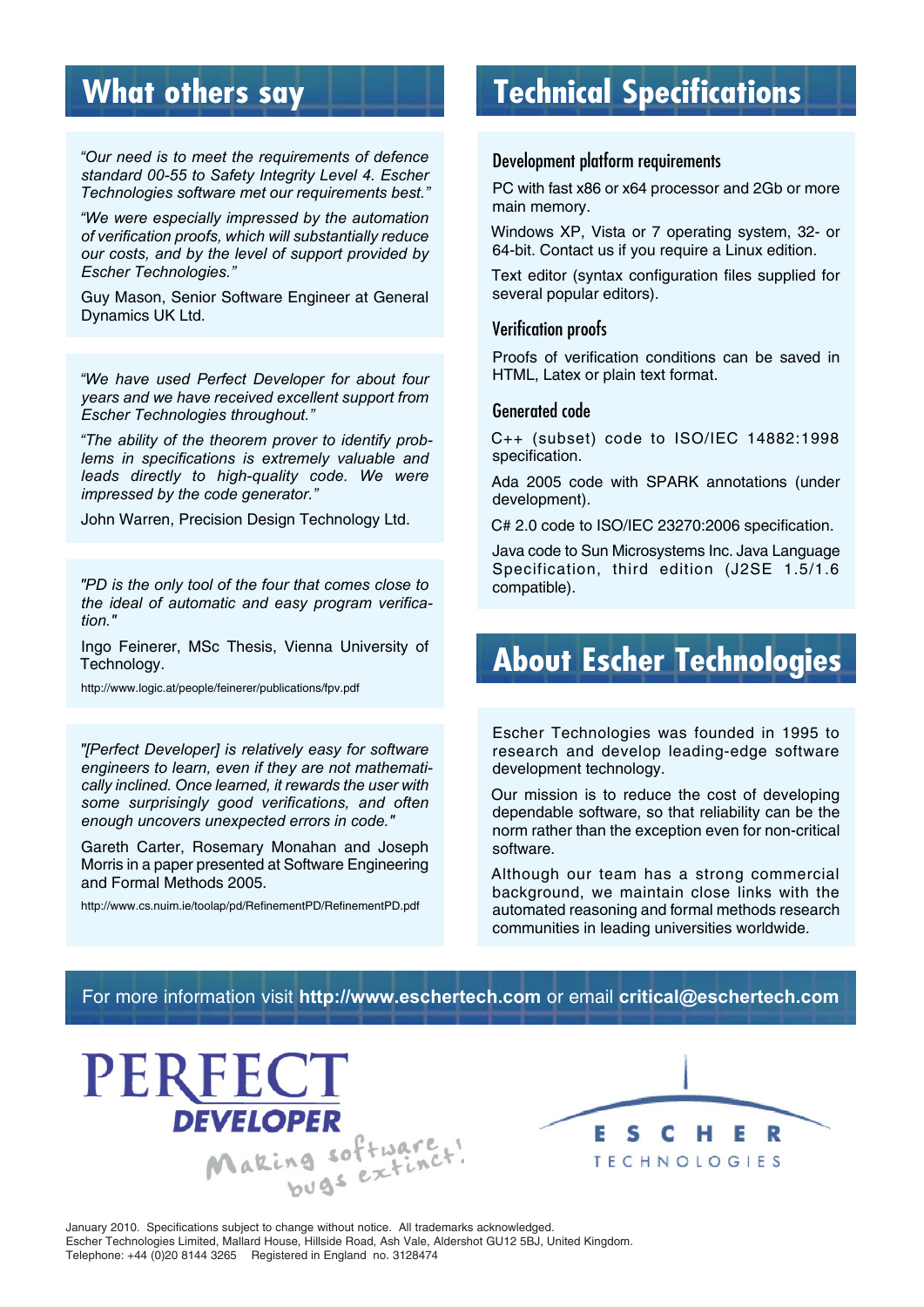## What others say

*"Our need is to meet the requirements of defence standard 00-55 to Safety Integrity Level 4. Escher Technologies software met our requirements best."*

*"We were especially impressed by the automation of verification proofs, which will substantially reduce our costs, and by the level of support provided by Escher Technologies."*

Guy Mason, Senior Software Engineer at General Dynamics UK Ltd.

*"We have used Perfect Developer for about four years and we have received excellent support from Escher Technologies throughout."*

*"The ability of the theorem prover to identify problems in specifications is extremely valuable and leads directly to high-quality code. We were impressed by the code generator."*

John Warren, Precision Design Technology Ltd.

*"PD is the only tool of the four that comes close to the ideal of automatic and easy program verification."*

Ingo Feinerer, MSc Thesis, Vienna University of Technology.

http://www.logic.at/people/feinerer/publications/fpv.pdf

*"[Perfect Developer] is relatively easy for software engineers to learn, even if they are not mathematically inclined. Once learned, it rewards the user with some surprisingly good verifications, and often enough uncovers unexpected errors in code."*

Gareth Carter, Rosemary Monahan and Joseph Morris in a paper presented at Software Engineering and Formal Methods 2005.

http://www.cs.nuim.ie/toolap/pd/RefinementPD/RefinementPD.pdf

## Technical Specifications

### Development platform requirements

PC with fast x86 or x64 processor and 2Gb or more main memory.

Windows XP, Vista or 7 operating system, 32- or 64-bit. Contact us if you require a Linux edition.

Text editor (syntax configuration files supplied for several popular editors).

### Verification proofs

Proofs of verification conditions can be saved in HTML, Latex or plain text format.

### Generated code

C++ (subset) code to ISO/IEC 14882:1998 specification.

Ada 2005 code with SPARK annotations (under development).

C# 2.0 code to ISO/IEC 23270:2006 specification.

Java code to Sun Microsystems Inc. Java Language Specification, third edition (J2SE 1.5/1.6 compatible).

## About Escher Technologies

Escher Technologies was founded in 1995 to research and develop leading-edge software development technology.

Our mission is to reduce the cost of developing dependable software, so that reliability can be the norm rather than the exception even for non-critical software.

Although our team has a strong commercial background, we maintain close links with the automated reasoning and formal methods research communities in leading universities worldwide.

For more information visit **http://www.eschertech.com** or email **critical@eschertech.com**

PERFECT DEVELOPER
Making software bugs extinct!

ESCHER TECHNOLOGIES

January 2010. Specifications subject to change without notice. All trademarks acknowledged.
Escher Technologies Limited, Mallard House, Hillside Road, Ash Vale, Aldershot GU12 5BJ, United Kingdom.
Telephone: +44 (0)20 8144 3265 Registered in England no. 3128474